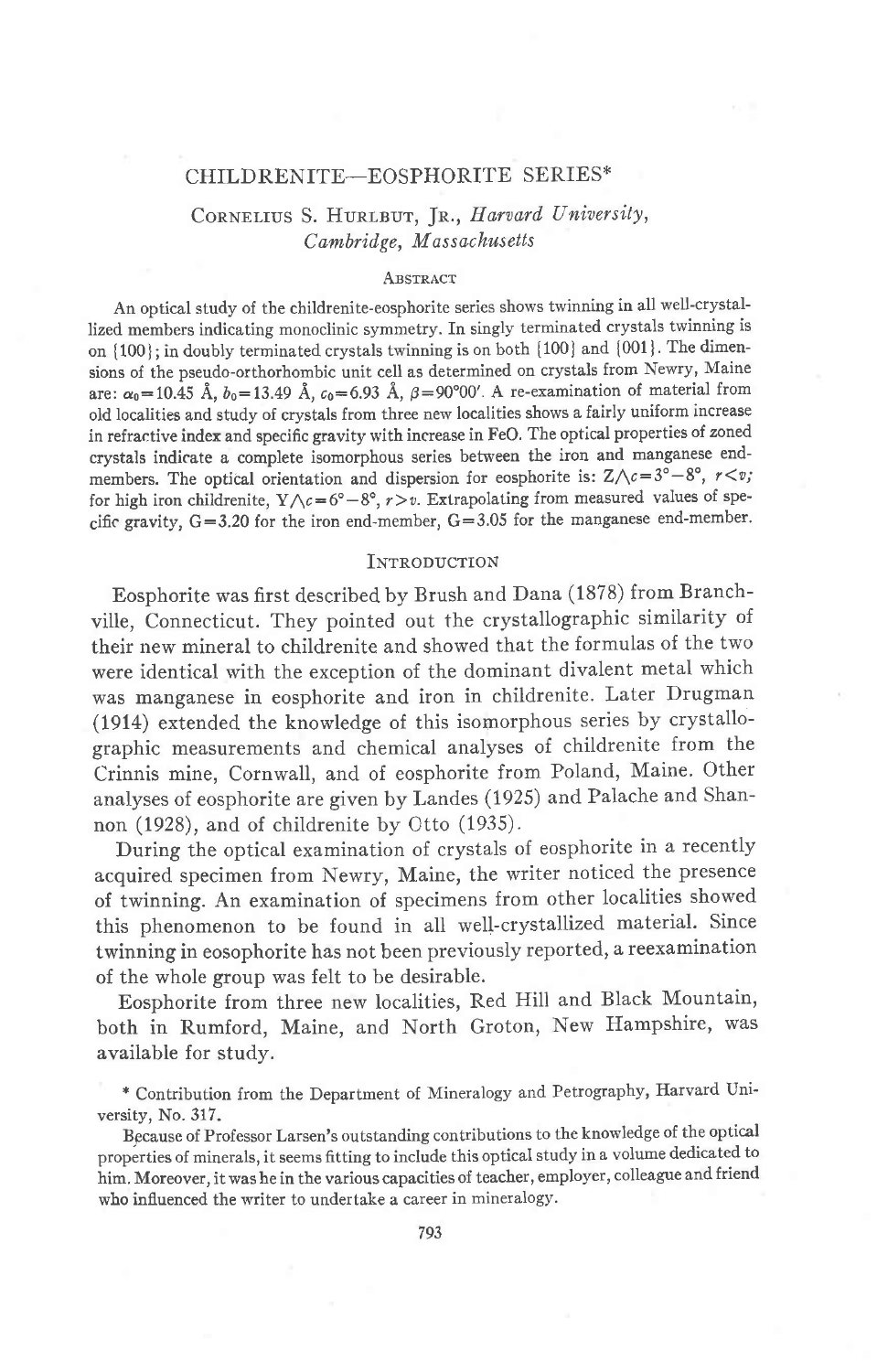# CHILDRENITE—EOSPHORITE SERIES*

CORNELIUS S. HURLBUT, JR., *Harvard University, Cambridge, Massachusetts*

## ABSTRACT

An optical study of the childrenite-eosphorite series shows twinning in all well-crystallized members indicating monoclinic symmetry. In singly terminated crystals twinning is on {100}; in doubly terminated crystals twinning is on both {100} and {001}. The dimensions of the pseudo-orthorhombic unit cell as determined on crystals from Newry, Maine are: $a_0 = 10.45$ Å, $b_0 = 13.49$ Å, $c_0 = 6.93$ Å, $\beta = 90°00'$. A re-examination of material from old localities and study of crystals from three new localities shows a fairly uniform increase in refractive index and specific gravity with increase in FeO. The optical properties of zoned crystals indicate a complete isomorphous series between the iron and manganese end-members. The optical orientation and dispersion for eosphorite is: $Z \wedge c = 3° - 8°$, $r < v$; for high iron childrenite, $Y \wedge c = 6° - 8°$, $r > v$. Extrapolating from measured values of specific gravity, $G = 3.20$ for the iron end-member, $G = 3.05$ for the manganese end-member.

## INTRODUCTION

Eosphorite was first described by Brush and Dana (1878) from Branchville, Connecticut. They pointed out the crystallographic similarity of their new mineral to childrenite and showed that the formulas of the two were identical with the exception of the dominant divalent metal which was manganese in eosphorite and iron in childrenite. Later Drugman (1914) extended the knowledge of this isomorphous series by crystallographic measurements and chemical analyses of childrenite from the Crinnis mine, Cornwall, and of eosphorite from Poland, Maine. Other analyses of eosphorite are given by Landes (1925) and Palache and Shannon (1928), and of childrenite by Otto (1935).

During the optical examination of crystals of eosphorite in a recently acquired specimen from Newry, Maine, the writer noticed the presence of twinning. An examination of specimens from other localities showed this phenomenon to be found in all well-crystallized material. Since twinning in eosophorite has not been previously reported, a reexamination of the whole group was felt to be desirable.

Eosphorite from three new localities, Red Hill and Black Mountain, both in Rumford, Maine, and North Groton, New Hampshire, was available for study.

\* Contribution from the Department of Mineralogy and Petrography, Harvard University, No. 317.

Because of Professor Larsen's outstanding contributions to the knowledge of the optical properties of minerals, it seems fitting to include this optical study in a volume dedicated to him. Moreover, it was he in the various capacities of teacher, employer, colleague and friend who influenced the writer to undertake a career in mineralogy.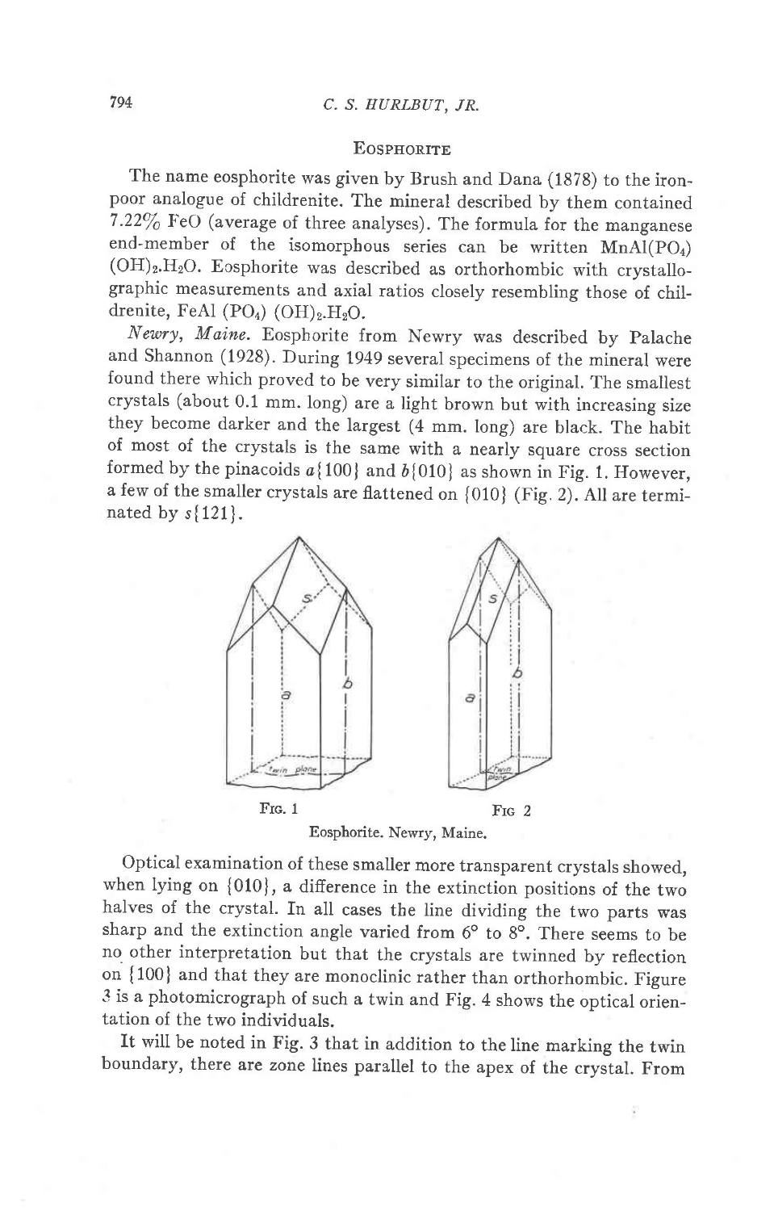## Eosphorite

The name eosphorite was given by Brush and Dana (1878) to the iron-poor analogue of childrenite. The mineral described by them contained 7.22% FeO (average of three analyses). The formula for the manganese end-member of the isomorphous series can be written $MnAl(PO_4)(OH)_2.H_2O$. Eosphorite was described as orthorhombic with crystallographic measurements and axial ratios closely resembling those of childrenite, $FeAl(PO_4)(OH)_2.H_2O$.

*Newry, Maine.* Eosphorite from Newry was described by Palache and Shannon (1928). During 1949 several specimens of the mineral were found there which proved to be very similar to the original. The smallest crystals (about 0.1 mm. long) are a light brown but with increasing size they become darker and the largest (4 mm. long) are black. The habit of most of the crystals is the same with a nearly square cross section formed by the pinacoids $a\{100\}$ and $b\{010\}$ as shown in Fig. 1. However, a few of the smaller crystals are flattened on $\{010\}$ (Fig. 2). All are terminated by $s\{121\}$.

Fig. 1 Fig 2

Eosphorite. Newry, Maine.

Optical examination of these smaller more transparent crystals showed, when lying on $\{010\}$, a difference in the extinction positions of the two halves of the crystal. In all cases the line dividing the two parts was sharp and the extinction angle varied from 6° to 8°. There seems to be no other interpretation but that the crystals are twinned by reflection on $\{100\}$ and that they are monoclinic rather than orthorhombic. Figure 3 is a photomicrograph of such a twin and Fig. 4 shows the optical orientation of the two individuals.

It will be noted in Fig. 3 that in addition to the line marking the twin boundary, there are zone lines parallel to the apex of the crystal. From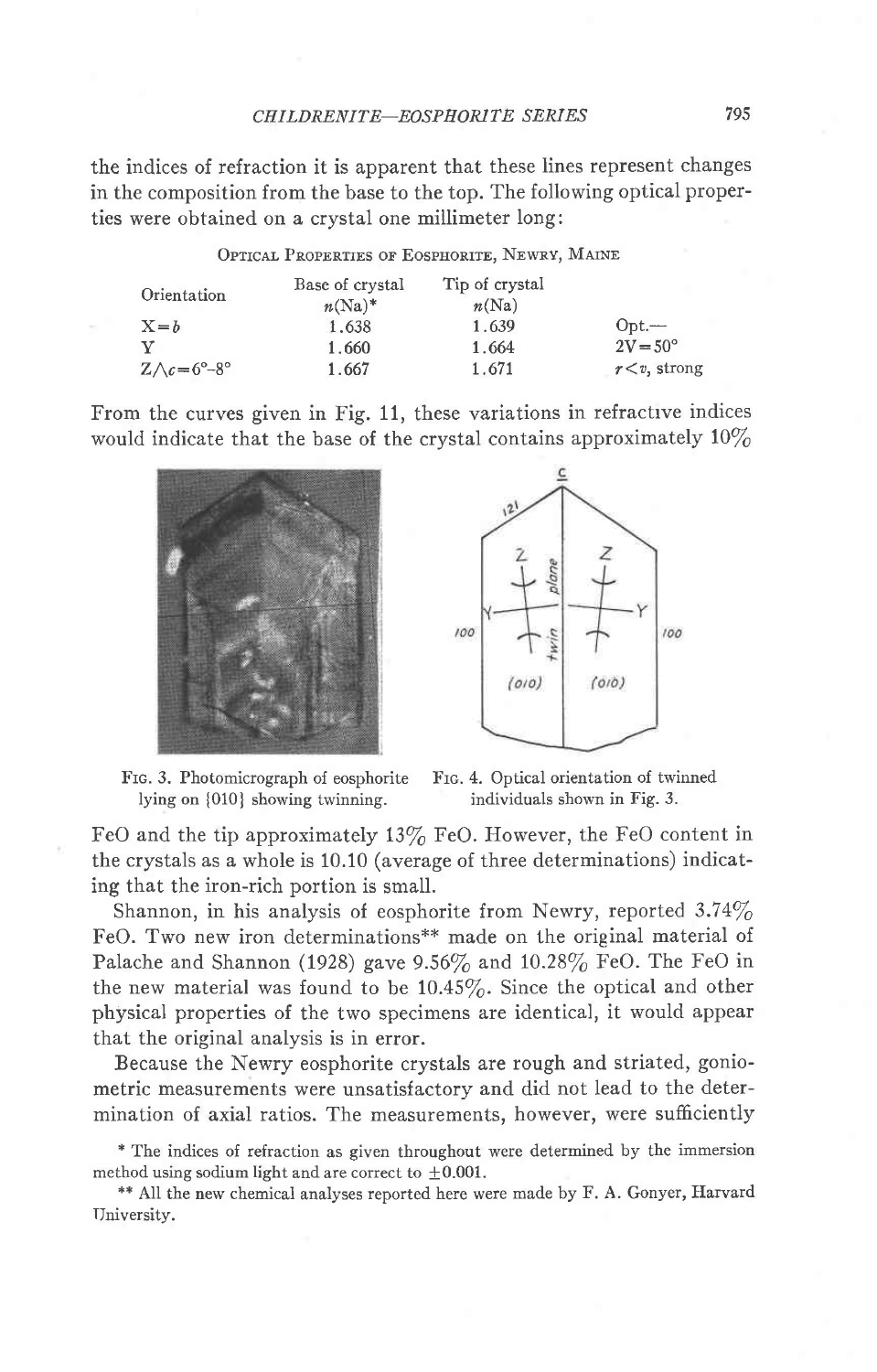the indices of refraction it is apparent that these lines represent changes in the composition from the base to the top. The following optical properties were obtained on a crystal one millimeter long:

Optical Properties of Eosphorite, Newry, Maine

| Orientation | Base of crystal $n$(Na)* | Tip of crystal $n$(Na) | |
|---|---|---|---|
| X = $b$ | 1.638 | 1.639 | Opt.— |
| Y | 1.660 | 1.664 | 2V = 50° |
| $Z \wedge c$ = 6°–8° | 1.667 | 1.671 | $r < v$, strong |

From the curves given in Fig. 11, these variations in refractive indices would indicate that the base of the crystal contains approximately 10% FeO and the tip approximately 13% FeO. However, the FeO content in the crystals as a whole is 10.10 (average of three determinations) indicating that the iron-rich portion is small.

Fig. 3. Photomicrograph of eosphorite lying on {010} showing twinning.

Fig. 4. Optical orientation of twinned individuals shown in Fig. 3.

Shannon, in his analysis of eosphorite from Newry, reported 3.74% FeO. Two new iron determinations** made on the original material of Palache and Shannon (1928) gave 9.56% and 10.28% FeO. The FeO in the new material was found to be 10.45%. Since the optical and other physical properties of the two specimens are identical, it would appear that the original analysis is in error.

Because the Newry eosphorite crystals are rough and striated, goniometric measurements were unsatisfactory and did not lead to the determination of axial ratios. The measurements, however, were sufficiently

* The indices of refraction as given throughout were determined by the immersion method using sodium light and are correct to ±0.001.

** All the new chemical analyses reported here were made by F. A. Gonyer, Harvard University.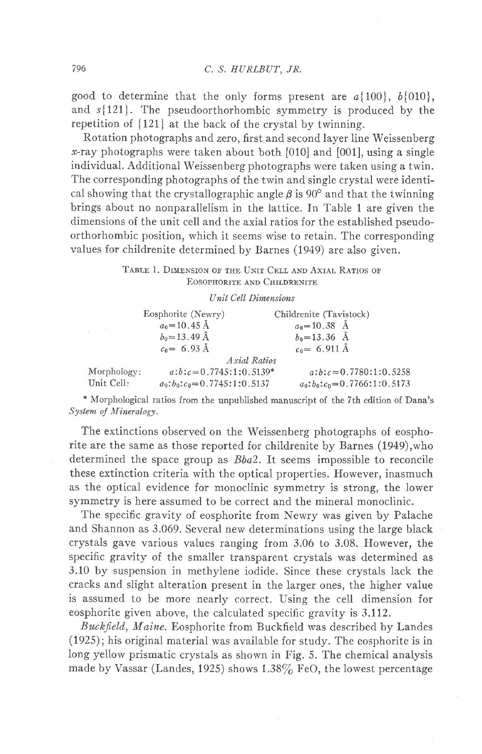good to determine that the only forms present are $a\{100\}$, $b\{010\}$, and $s\{121\}$. The pseudoorthorhombic symmetry is produced by the repetition of $\{121\}$ at the back of the crystal by twinning.

Rotation photographs and zero, first and second layer line Weissenberg $x$-ray photographs were taken about both [010] and [001], using a single individual. Additional Weissenberg photographs were taken using a twin. The corresponding photographs of the twin and single crystal were identical showing that the crystallographic angle $\beta$ is 90° and that the twinning brings about no nonparallelism in the lattice. In Table 1 are given the dimensions of the unit cell and the axial ratios for the established pseudoorthorhombic position, which it seems wise to retain. The corresponding values for childrenite determined by Barnes (1949) are also given.

Table 1. Dimension of the Unit Cell and Axial Ratios of Eosphorite and Childrenite

*Unit Cell Dimensions*

| | Eosphorite (Newry) | Childrenite (Tavistock) |
|---|---|---|
| | $a_0 = 10.45$ Å | $a_0 = 10.38$ Å |
| | $b_0 = 13.49$ Å | $b_0 = 13.36$ Å |
| | $c_0 = 6.93$ Å | $c_0 = 6.911$ Å |
| *Axial Ratios* | | |
| Morphology: | $a:b:c = 0.7745:1:0.5139$* | $a:b:c = 0.7780:1:0.5258$ |
| Unit Cell: | $a_0:b_0:c_0 = 0.7745:1:0.5137$ | $a_0:b_0:c_0 = 0.7766:1:0.5173$ |

\* Morphological ratios from the unpublished manuscript of the 7th edition of Dana's *System of Mineralogy*.

The extinctions observed on the Weissenberg photographs of eosphorite are the same as those reported for childrenite by Barnes (1949), who determined the space group as *Bba2*. It seems impossible to reconcile these extinction criteria with the optical properties. However, inasmuch as the optical evidence for monoclinic symmetry is strong, the lower symmetry is here assumed to be correct and the mineral monoclinic.

The specific gravity of eosphorite from Newry was given by Palache and Shannon as 3.069. Several new determinations using the large black crystals gave various values ranging from 3.06 to 3.08. However, the specific gravity of the smaller transparent crystals was determined as 3.10 by suspension in methylene iodide. Since these crystals lack the cracks and slight alteration present in the larger ones, the higher value is assumed to be more nearly correct. Using the cell dimension for eosphorite given above, the calculated specific gravity is 3.112.

*Buckfield, Maine.* Eosphorite from Buckfield was described by Landes (1925); his original material was available for study. The eosphorite is in long yellow prismatic crystals as shown in Fig. 5. The chemical analysis made by Vassar (Landes, 1925) shows 1.38% FeO, the lowest percentage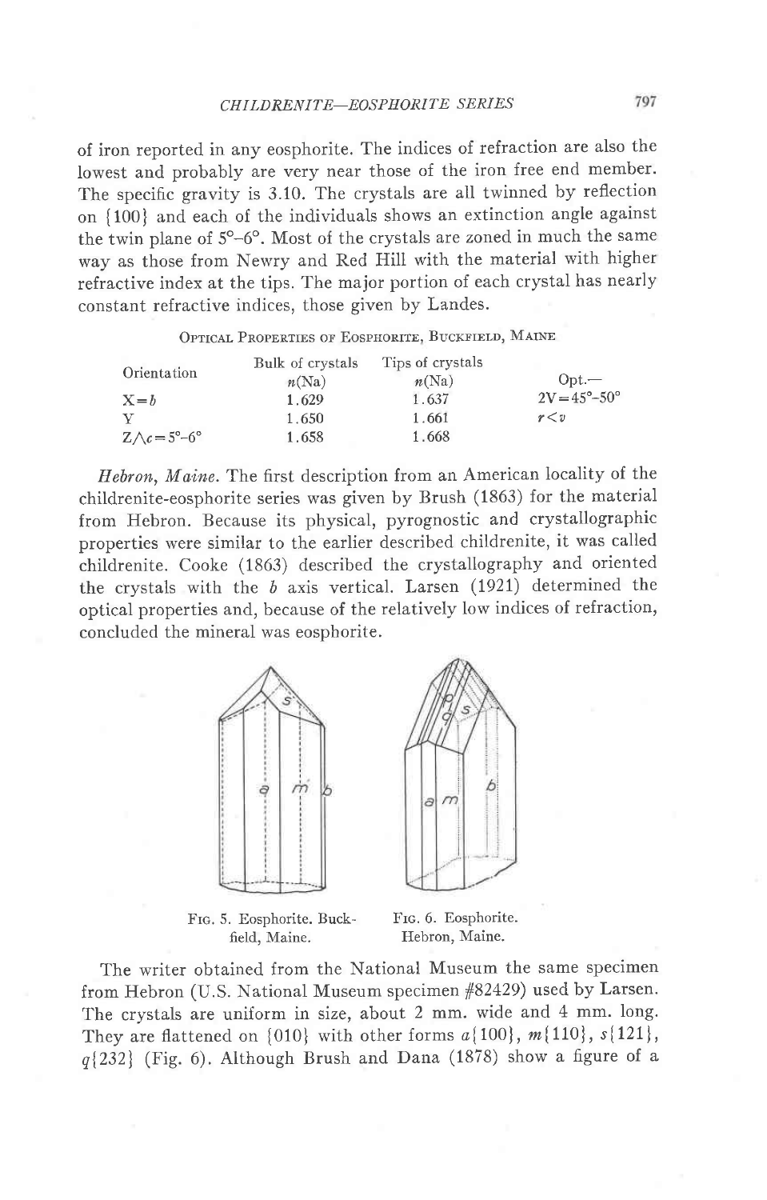of iron reported in any eosphorite. The indices of refraction are also the lowest and probably are very near those of the iron free end member. The specific gravity is 3.10. The crystals are all twinned by reflection on {100} and each of the individuals shows an extinction angle against the twin plane of 5°–6°. Most of the crystals are zoned in much the same way as those from Newry and Red Hill with the material with higher refractive index at the tips. The major portion of each crystal has nearly constant refractive indices, those given by Landes.

Optical Properties of Eosphorite, Buckfield, Maine

| Orientation | Bulk of crystals $n$(Na) | Tips of crystals $n$(Na) | Opt.— |
|---|---|---|---|
| X = $b$ | 1.629 | 1.637 | 2V = 45°–50° |
| Y | 1.650 | 1.661 | $r < v$ |
| $Z \wedge c$ = 5°–6° | 1.658 | 1.668 | |

*Hebron, Maine.* The first description from an American locality of the childrenite-eosphorite series was given by Brush (1863) for the material from Hebron. Because its physical, pyrognostic and crystallographic properties were similar to the earlier described childrenite, it was called childrenite. Cooke (1863) described the crystallography and oriented the crystals with the $b$ axis vertical. Larsen (1921) determined the optical properties and, because of the relatively low indices of refraction, concluded the mineral was eosphorite.

Fig. 5. Eosphorite. Buckfield, Maine.

Fig. 6. Eosphorite. Hebron, Maine.

The writer obtained from the National Museum the same specimen from Hebron (U.S. National Museum specimen #82429) used by Larsen. The crystals are uniform in size, about 2 mm. wide and 4 mm. long. They are flattened on {010} with other forms $a${100}, $m${110}, $s${121}, $q${232} (Fig. 6). Although Brush and Dana (1878) show a figure of a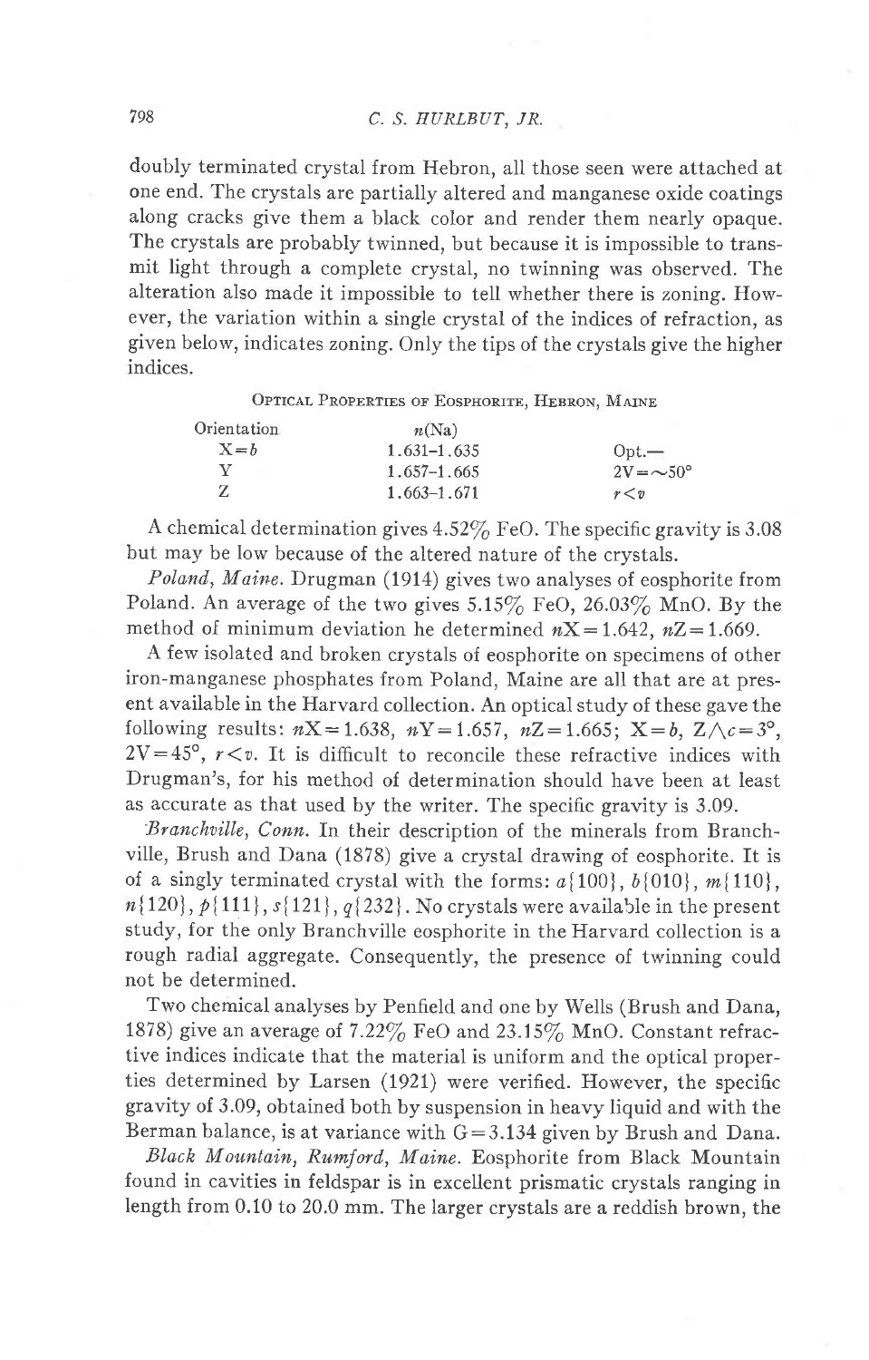doubly terminated crystal from Hebron, all those seen were attached at one end. The crystals are partially altered and manganese oxide coatings along cracks give them a black color and render them nearly opaque. The crystals are probably twinned, but because it is impossible to transmit light through a complete crystal, no twinning was observed. The alteration also made it impossible to tell whether there is zoning. However, the variation within a single crystal of the indices of refraction, as given below, indicates zoning. Only the tips of the crystals give the higher indices.

Optical Properties of Eosphorite, Hebron, Maine

| Orientation | $n$(Na) | |
|---|---|---|
| X = $b$ | 1.631–1.635 | Opt.— |
| Y | 1.657–1.665 | 2V = ~50° |
| Z | 1.663–1.671 | $r < v$ |

A chemical determination gives 4.52% FeO. The specific gravity is 3.08 but may be low because of the altered nature of the crystals.

*Poland, Maine.* Drugman (1914) gives two analyses of eosphorite from Poland. An average of the two gives 5.15% FeO, 26.03% MnO. By the method of minimum deviation he determined $n$X = 1.642, $n$Z = 1.669.

A few isolated and broken crystals of eosphorite on specimens of other iron-manganese phosphates from Poland, Maine are all that are at present available in the Harvard collection. An optical study of these gave the following results: $n$X = 1.638, $n$Y = 1.657, $n$Z = 1.665; X = $b$, Z$\wedge c$ = 3°, 2V = 45°, $r < v$. It is difficult to reconcile these refractive indices with Drugman's, for his method of determination should have been at least as accurate as that used by the writer. The specific gravity is 3.09.

*Branchville, Conn.* In their description of the minerals from Branchville, Brush and Dana (1878) give a crystal drawing of eosphorite. It is of a singly terminated crystal with the forms: $a${100}, $b${010}, $m${110}, $n${120}, $p${111}, $s${121}, $q${232}. No crystals were available in the present study, for the only Branchville eosphorite in the Harvard collection is a rough radial aggregate. Consequently, the presence of twinning could not be determined.

Two chemical analyses by Penfield and one by Wells (Brush and Dana, 1878) give an average of 7.22% FeO and 23.15% MnO. Constant refractive indices indicate that the material is uniform and the optical properties determined by Larsen (1921) were verified. However, the specific gravity of 3.09, obtained both by suspension in heavy liquid and with the Berman balance, is at variance with G = 3.134 given by Brush and Dana.

*Black Mountain, Rumford, Maine.* Eosphorite from Black Mountain found in cavities in feldspar is in excellent prismatic crystals ranging in length from 0.10 to 20.0 mm. The larger crystals are a reddish brown, the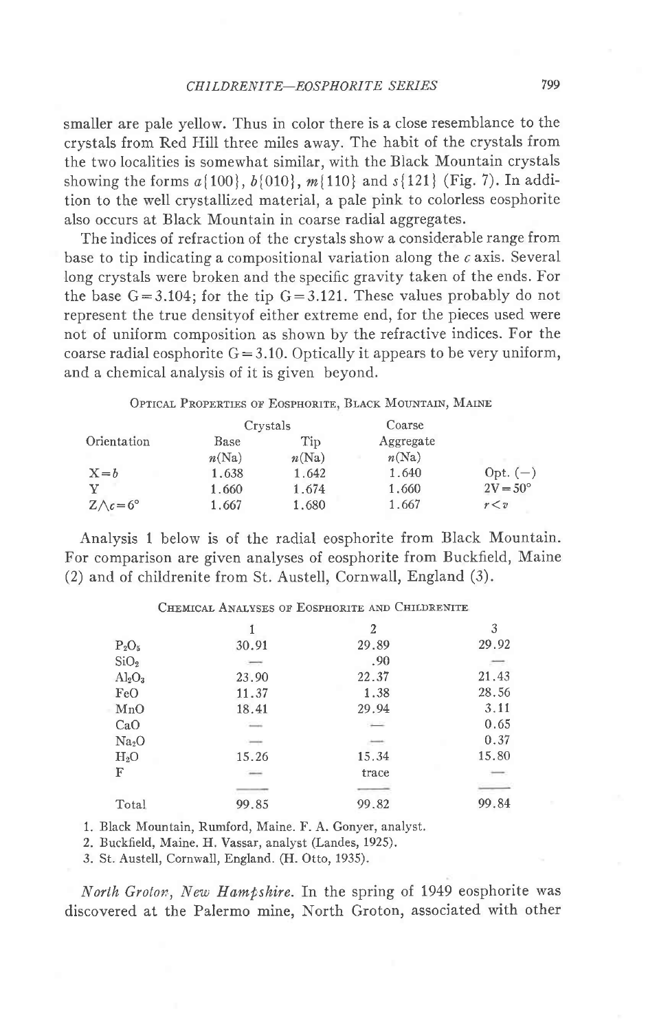smaller are pale yellow. Thus in color there is a close resemblance to the crystals from Red Hill three miles away. The habit of the crystals from the two localities is somewhat similar, with the Black Mountain crystals showing the forms *a*{100}, *b*{010}, *m*{110} and *s*{121} (Fig. 7). In addition to the well crystallized material, a pale pink to colorless eosphorite also occurs at Black Mountain in coarse radial aggregates.

The indices of refraction of the crystals show a considerable range from base to tip indicating a compositional variation along the *c* axis. Several long crystals were broken and the specific gravity taken of the ends. For the base G = 3.104; for the tip G = 3.121. These values probably do not represent the true densityof either extreme end, for the pieces used were not of uniform composition as shown by the refractive indices. For the coarse radial eosphorite G = 3.10. Optically it appears to be very uniform, and a chemical analysis of it is given beyond.

Optical Properties of Eosphorite, Black Mountain, Maine

| Orientation | Crystals | | Coarse Aggregate | |
|---|---|---|---|---|
| | Base $n$(Na) | Tip $n$(Na) | $n$(Na) | |
| X = $b$ | 1.638 | 1.642 | 1.640 | Opt. (−) |
| Y | 1.660 | 1.674 | 1.660 | 2V = 50° |
| $Z \wedge c = 6°$ | 1.667 | 1.680 | 1.667 | $r < v$ |

Analysis 1 below is of the radial eosphorite from Black Mountain. For comparison are given analyses of eosphorite from Buckfield, Maine (2) and of childrenite from St. Austell, Cornwall, England (3).

Chemical Analyses of Eosphorite and Childrenite

| | 1 | 2 | 3 |
|---|---|---|---|
| $P_2O_5$ | 30.91 | 29.89 | 29.92 |
| $SiO_2$ | — | .90 | — |
| $Al_2O_3$ | 23.90 | 22.37 | 21.43 |
| FeO | 11.37 | 1.38 | 28.56 |
| MnO | 18.41 | 29.94 | 3.11 |
| CaO | — | — | 0.65 |
| $Na_2O$ | — | — | 0.37 |
| $H_2O$ | 15.26 | 15.34 | 15.80 |
| F | — | trace | — |
| Total | 99.85 | 99.82 | 99.84 |

1. Black Mountain, Rumford, Maine. F. A. Gonyer, analyst.
2. Buckfield, Maine. H. Vassar, analyst (Landes, 1925).
3. St. Austell, Cornwall, England. (H. Otto, 1935).

*North Groton, New Hampshire.* In the spring of 1949 eosphorite was discovered at the Palermo mine, North Groton, associated with other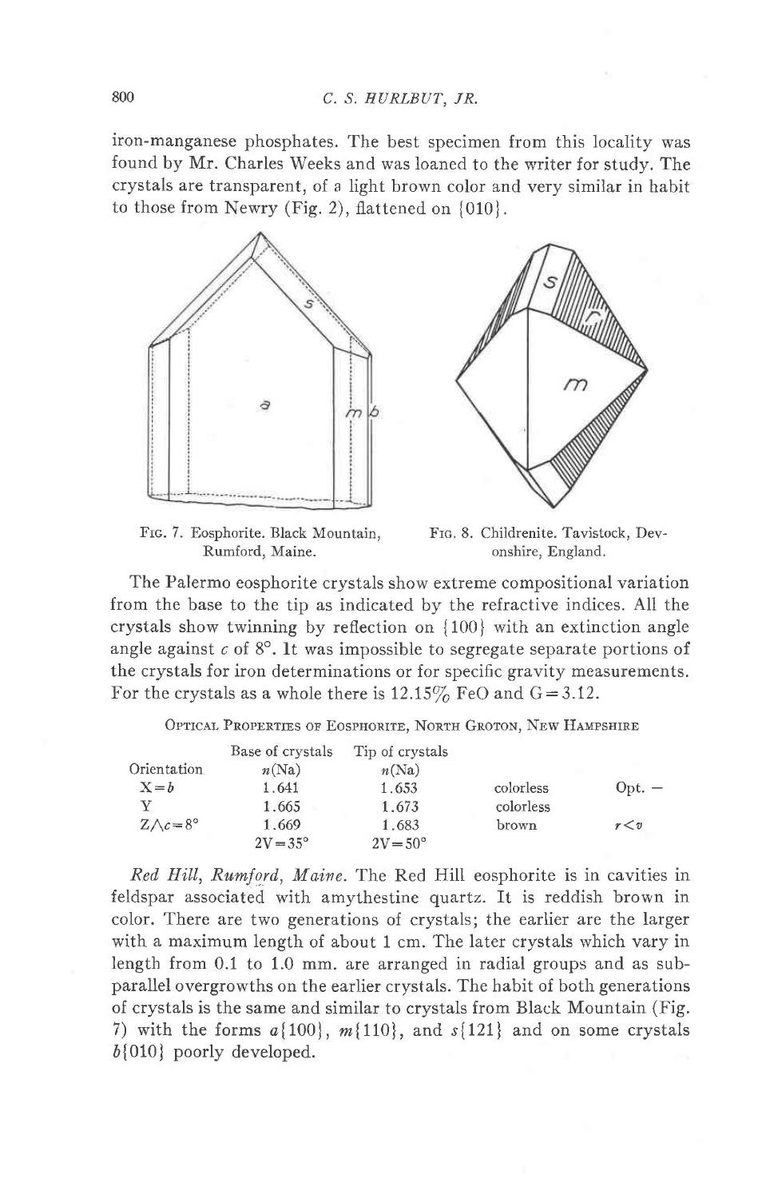iron-manganese phosphates. The best specimen from this locality was found by Mr. Charles Weeks and was loaned to the writer for study. The crystals are transparent, of a light brown color and very similar in habit to those from Newry (Fig. 2), flattened on {010}.

Fig. 7. Eosphorite. Black Mountain, Rumford, Maine.

Fig. 8. Childrenite. Tavistock, Devonshire, England.

The Palermo eosphorite crystals show extreme compositional variation from the base to the tip as indicated by the refractive indices. All the crystals show twinning by reflection on {100} with an extinction angle angle against $c$ of 8°. It was impossible to segregate separate portions of the crystals for iron determinations or for specific gravity measurements. For the crystals as a whole there is 12.15% FeO and G = 3.12.

Optical Properties of Eosphorite, North Groton, New Hampshire

| Orientation | Base of crystals $n$(Na) | Tip of crystals $n$(Na) | | |
|---|---|---|---|---|
| X = $b$ | 1.641 | 1.653 | colorless | Opt. − |
| Y | 1.665 | 1.673 | colorless | |
| $Z \wedge c = 8°$ | 1.669 | 1.683 | brown | $r < v$ |
| | 2V = 35° | 2V = 50° | | |

*Red Hill, Rumford, Maine.* The Red Hill eosphorite is in cavities in feldspar associated with amythestine quartz. It is reddish brown in color. There are two generations of crystals; the earlier are the larger with a maximum length of about 1 cm. The later crystals which vary in length from 0.1 to 1.0 mm. are arranged in radial groups and as subparallel overgrowths on the earlier crystals. The habit of both generations of crystals is the same and similar to crystals from Black Mountain (Fig. 7) with the forms $a${100}, $m${110}, and $s${121} and on some crystals $b${010} poorly developed.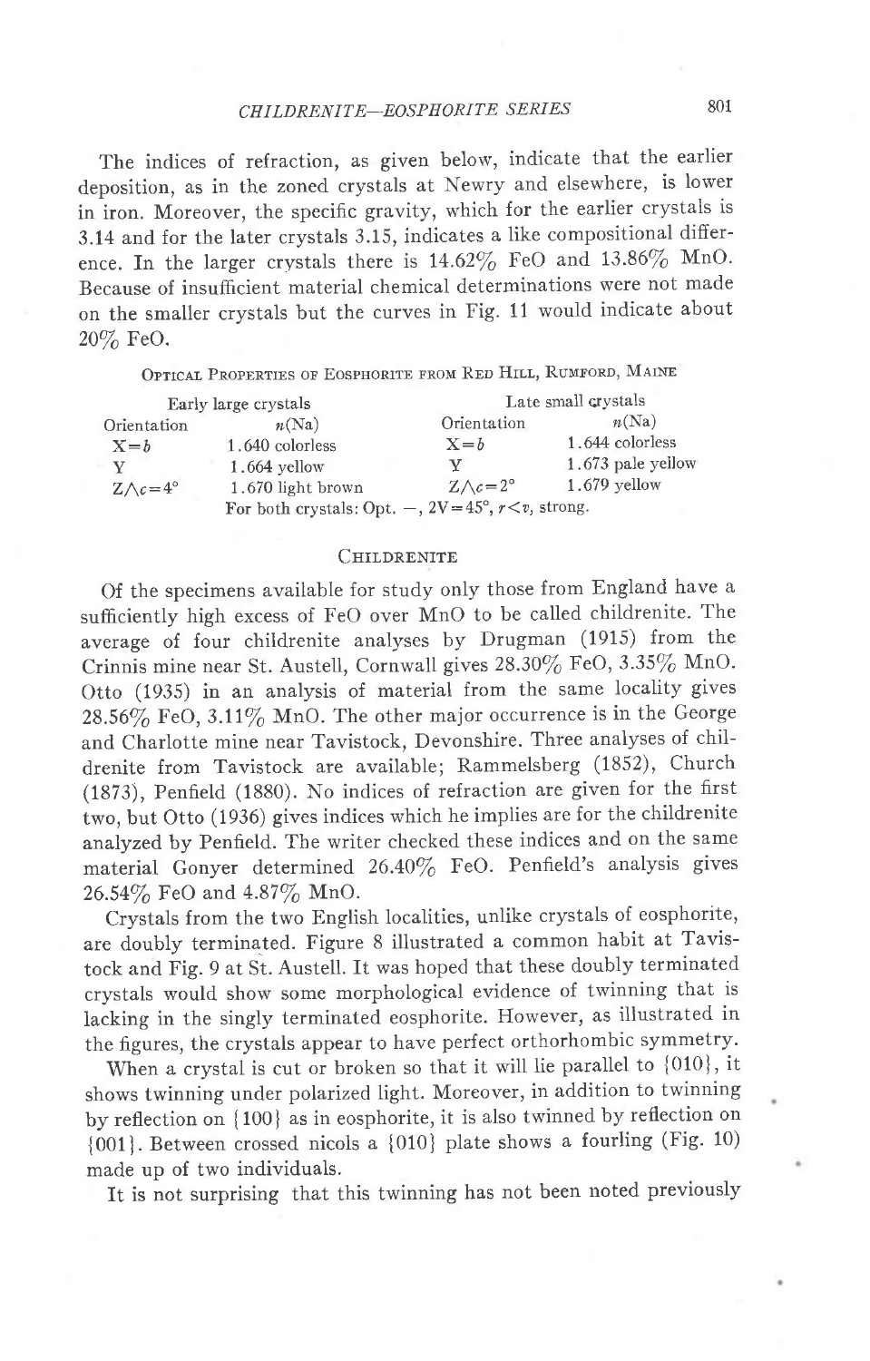The indices of refraction, as given below, indicate that the earlier deposition, as in the zoned crystals at Newry and elsewhere, is lower in iron. Moreover, the specific gravity, which for the earlier crystals is 3.14 and for the later crystals 3.15, indicates a like compositional difference. In the larger crystals there is 14.62% FeO and 13.86% MnO. Because of insufficient material chemical determinations were not made on the smaller crystals but the curves in Fig. 11 would indicate about 20% FeO.

OPTICAL PROPERTIES OF EOSPHORITE FROM RED HILL, RUMFORD, MAINE

| Early large crystals | | Late small crystals | |
|---|---|---|---|
| Orientation | $n$(Na) | Orientation | $n$(Na) |
| $X=b$ | 1.640 colorless | $X=b$ | 1.644 colorless |
| Y | 1.664 yellow | Y | 1.673 pale yellow |
| $Z\wedge c=4°$ | 1.670 light brown | $Z\wedge c=2°$ | 1.679 yellow |
| For both crystals: Opt. $-$, $2V=45°$, $r<v$, strong. | | | |

## CHILDRENITE

Of the specimens available for study only those from England have a sufficiently high excess of FeO over MnO to be called childrenite. The average of four childrenite analyses by Drugman (1915) from the Crinnis mine near St. Austell, Cornwall gives 28.30% FeO, 3.35% MnO. Otto (1935) in an analysis of material from the same locality gives 28.56% FeO, 3.11% MnO. The other major occurrence is in the George and Charlotte mine near Tavistock, Devonshire. Three analyses of childrenite from Tavistock are available; Rammelsberg (1852), Church (1873), Penfield (1880). No indices of refraction are given for the first two, but Otto (1936) gives indices which he implies are for the childrenite analyzed by Penfield. The writer checked these indices and on the same material Gonyer determined 26.40% FeO. Penfield's analysis gives 26.54% FeO and 4.87% MnO.

Crystals from the two English localities, unlike crystals of eosphorite, are doubly terminated. Figure 8 illustrated a common habit at Tavistock and Fig. 9 at St. Austell. It was hoped that these doubly terminated crystals would show some morphological evidence of twinning that is lacking in the singly terminated eosphorite. However, as illustrated in the figures, the crystals appear to have perfect orthorhombic symmetry.

When a crystal is cut or broken so that it will lie parallel to {010}, it shows twinning under polarized light. Moreover, in addition to twinning by reflection on {100} as in eosphorite, it is also twinned by reflection on {001}. Between crossed nicols a {010} plate shows a fourling (Fig. 10) made up of two individuals.

It is not surprising that this twinning has not been noted previously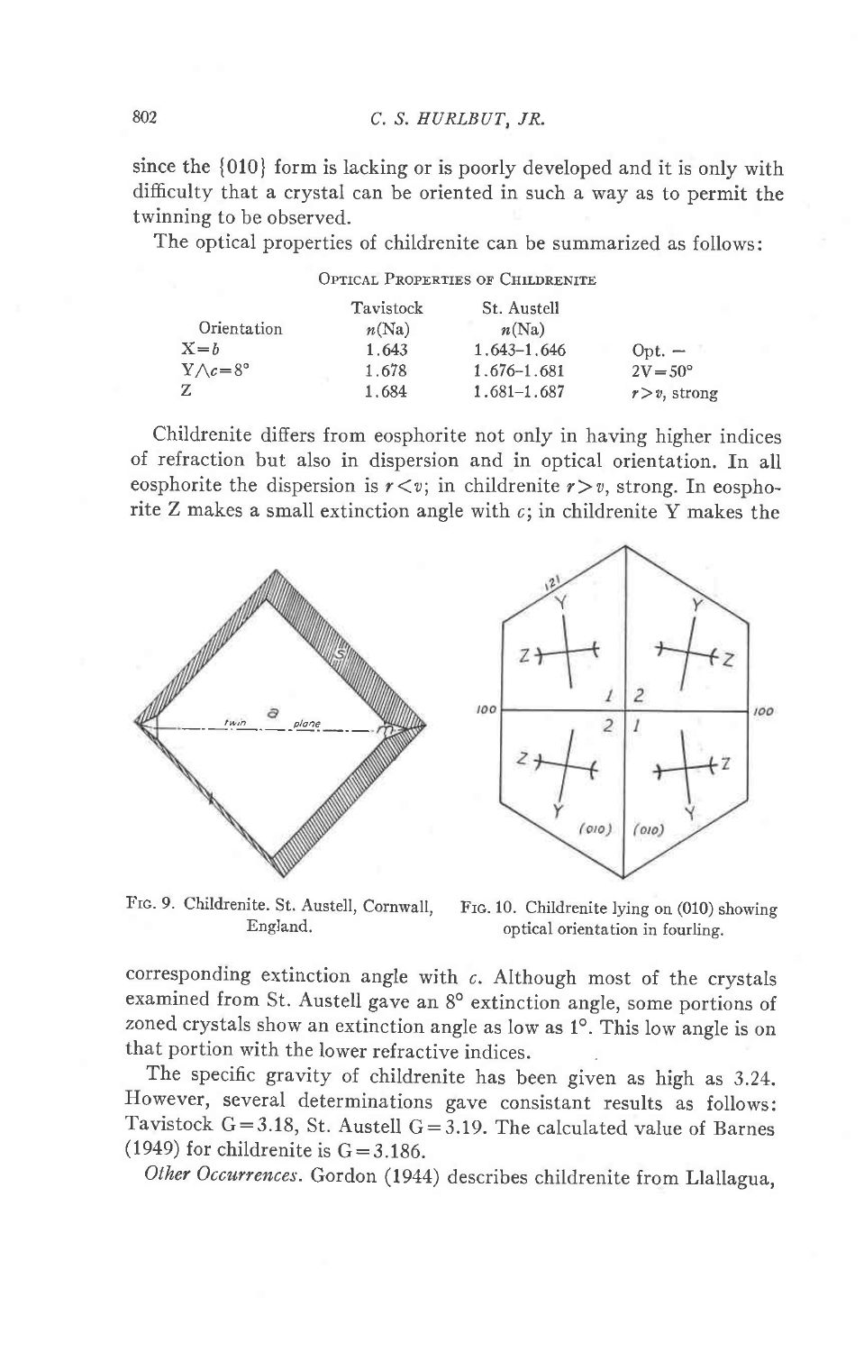since the {010} form is lacking or is poorly developed and it is only with difficulty that a crystal can be oriented in such a way as to permit the twinning to be observed.

The optical properties of childrenite can be summarized as follows:

Optical Properties of Childrenite

| Orientation | Tavistock $n$(Na) | St. Austell $n$(Na) | |
|---|---|---|---|
| $X=b$ | 1.643 | 1.643–1.646 | Opt. − |
| $Y\wedge c=8°$ | 1.678 | 1.676–1.681 | $2V=50°$ |
| Z | 1.684 | 1.681–1.687 | $r>v$, strong |

Childrenite differs from eosphorite not only in having higher indices of refraction but also in dispersion and in optical orientation. In all eosphorite the dispersion is $r<v$; in childrenite $r>v$, strong. In eosphorite Z makes a small extinction angle with $c$; in childrenite Y makes the corresponding extinction angle with $c$. Although most of the crystals examined from St. Austell gave an 8° extinction angle, some portions of zoned crystals show an extinction angle as low as 1°. This low angle is on that portion with the lower refractive indices.

Fig. 9. Childrenite. St. Austell, Cornwall, England.

Fig. 10. Childrenite lying on (010) showing optical orientation in fourling.

The specific gravity of childrenite has been given as high as 3.24. However, several determinations gave consistant results as follows: Tavistock G = 3.18, St. Austell G = 3.19. The calculated value of Barnes (1949) for childrenite is G = 3.186.

*Other Occurrences.* Gordon (1944) describes childrenite from Llallagua,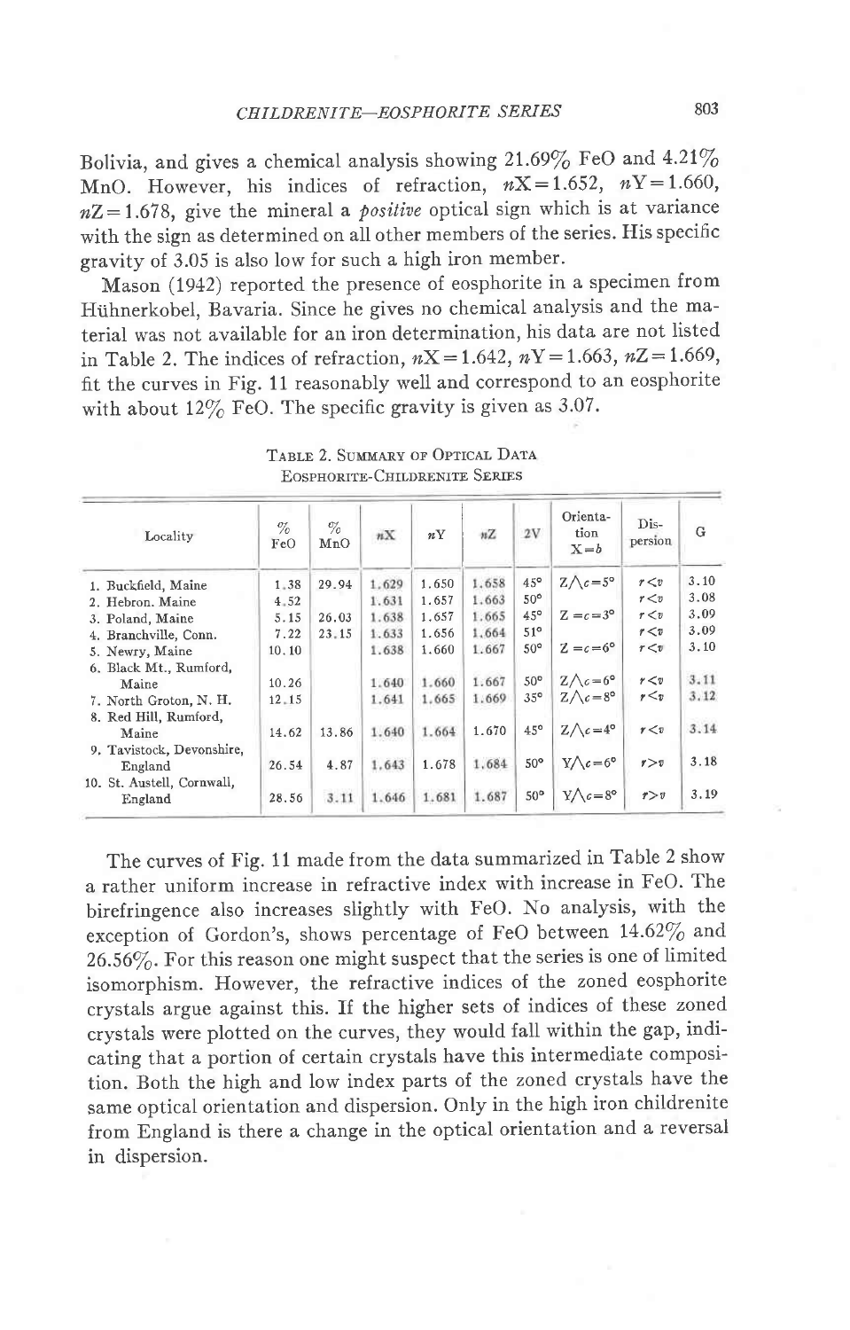Bolivia, and gives a chemical analysis showing 21.69% FeO and 4.21% MnO. However, his indices of refraction, $nX=1.652$, $nY=1.660$, $nZ=1.678$, give the mineral a *positive* optical sign which is at variance with the sign as determined on all other members of the series. His specific gravity of 3.05 is also low for such a high iron member.

Mason (1942) reported the presence of eosphorite in a specimen from Hühnerkobel, Bavaria. Since he gives no chemical analysis and the material was not available for an iron determination, his data are not listed in Table 2. The indices of refraction, $nX=1.642$, $nY=1.663$, $nZ=1.669$, fit the curves in Fig. 11 reasonably well and correspond to an eosphorite with about 12% FeO. The specific gravity is given as 3.07.

Table 2. Summary of Optical Data Eosphorite-Childrenite Series

| Locality | % FeO | % MnO | $nX$ | $nY$ | $nZ$ | 2V | Orientation X=b | Dispersion | G |
|---|---|---|---|---|---|---|---|---|---|
| 1. Buckfield, Maine | 1.38 | 29.94 | 1.629 | 1.650 | 1.658 | 45° | $Z\wedge c=5°$ | $r<v$ | 3.10 |
| 2. Hebron, Maine | 4.52 | | 1.631 | 1.657 | 1.663 | 50° | | $r<v$ | 3.08 |
| 3. Poland, Maine | 5.15 | 26.03 | 1.638 | 1.657 | 1.665 | 45° | $Z=c=3°$ | $r<v$ | 3.09 |
| 4. Branchville, Conn. | 7.22 | 23.15 | 1.633 | 1.656 | 1.664 | 51° | | $r<v$ | 3.09 |
| 5. Newry, Maine | 10.10 | | 1.638 | 1.660 | 1.667 | 50° | $Z=c=6°$ | $r<v$ | 3.10 |
| 6. Black Mt., Rumford, Maine | 10.26 | | 1.640 | 1.660 | 1.667 | 50° | $Z\wedge c=6°$ | $r<v$ | 3.11 |
| 7. North Groton, N. H. | 12.15 | | 1.641 | 1.665 | 1.669 | 35° | $Z\wedge c=8°$ | $r<v$ | 3.12 |
| 8. Red Hill, Rumford, Maine | 14.62 | 13.86 | 1.640 | 1.664 | 1.670 | 45° | $Z\wedge c=4°$ | $r<v$ | 3.14 |
| 9. Tavistock, Devonshire, England | 26.54 | 4.87 | 1.643 | 1.678 | 1.684 | 50° | $Y\wedge c=6°$ | $r>v$ | 3.18 |
| 10. St. Austell, Cornwall, England | 28.56 | 3.11 | 1.646 | 1.681 | 1.687 | 50° | $Y\wedge c=8°$ | $r>v$ | 3.19 |

The curves of Fig. 11 made from the data summarized in Table 2 show a rather uniform increase in refractive index with increase in FeO. The birefringence also increases slightly with FeO. No analysis, with the exception of Gordon's, shows percentage of FeO between 14.62% and 26.56%. For this reason one might suspect that the series is one of limited isomorphism. However, the refractive indices of the zoned eosphorite crystals argue against this. If the higher sets of indices of these zoned crystals were plotted on the curves, they would fall within the gap, indicating that a portion of certain crystals have this intermediate composition. Both the high and low index parts of the zoned crystals have the same optical orientation and dispersion. Only in the high iron childrenite from England is there a change in the optical orientation and a reversal in dispersion.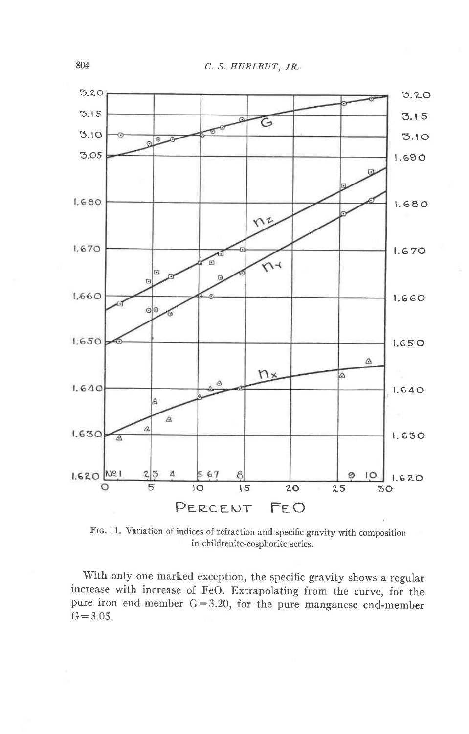FIG. 11. Variation of indices of refraction and specific gravity with composition in childrenite-eosphorite series.

With only one marked exception, the specific gravity shows a regular increase with increase of FeO. Extrapolating from the curve, for the pure iron end-member G = 3.20, for the pure manganese end-member G = 3.05.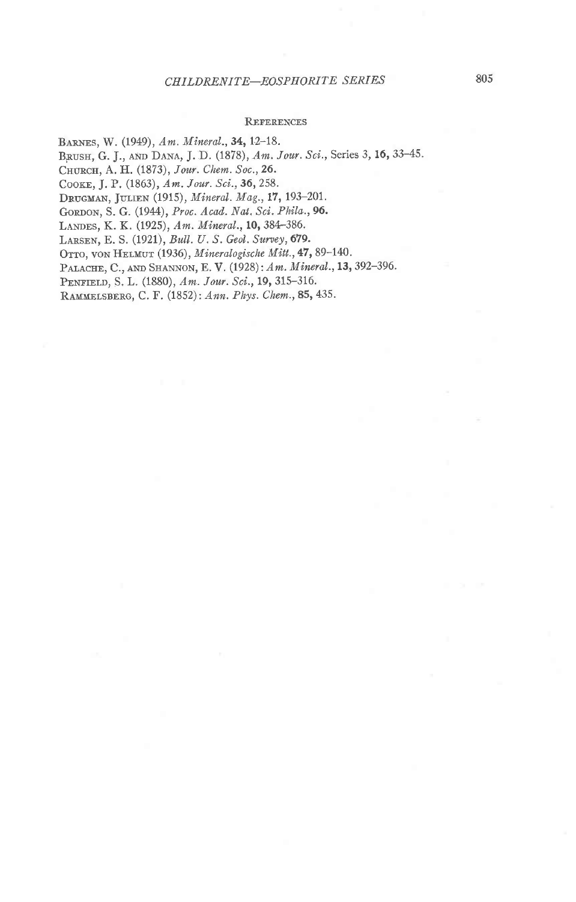## References

Barnes, W. (1949), *Am. Mineral.*, **34**, 12–18.

Brush, G. J., and Dana, J. D. (1878), *Am. Jour. Sci.*, Series 3, **16**, 33–45.

Church, A. H. (1873), *Jour. Chem. Soc.*, **26**.

Cooke, J. P. (1863), *Am. Jour. Sci.*, **36**, 258.

Drugman, Julien (1915), *Mineral. Mag.*, **17**, 193–201.

Gordon, S. G. (1944), *Proc. Acad. Nat. Sci. Phila.*, **96**.

Landes, K. K. (1925), *Am. Mineral.*, **10**, 384–386.

Larsen, E. S. (1921), *Bull. U. S. Geol. Survey*, **679**.

Otto, von Helmut (1936), *Mineralogische Mitt.*, **47**, 89–140.

Palache, C., and Shannon, E. V. (1928): *Am. Mineral.*, **13**, 392–396.

Penfield, S. L. (1880), *Am. Jour. Sci.*, **19**, 315–316.

Rammelsberg, C. F. (1852): *Ann. Phys. Chem.*, **85**, 435.